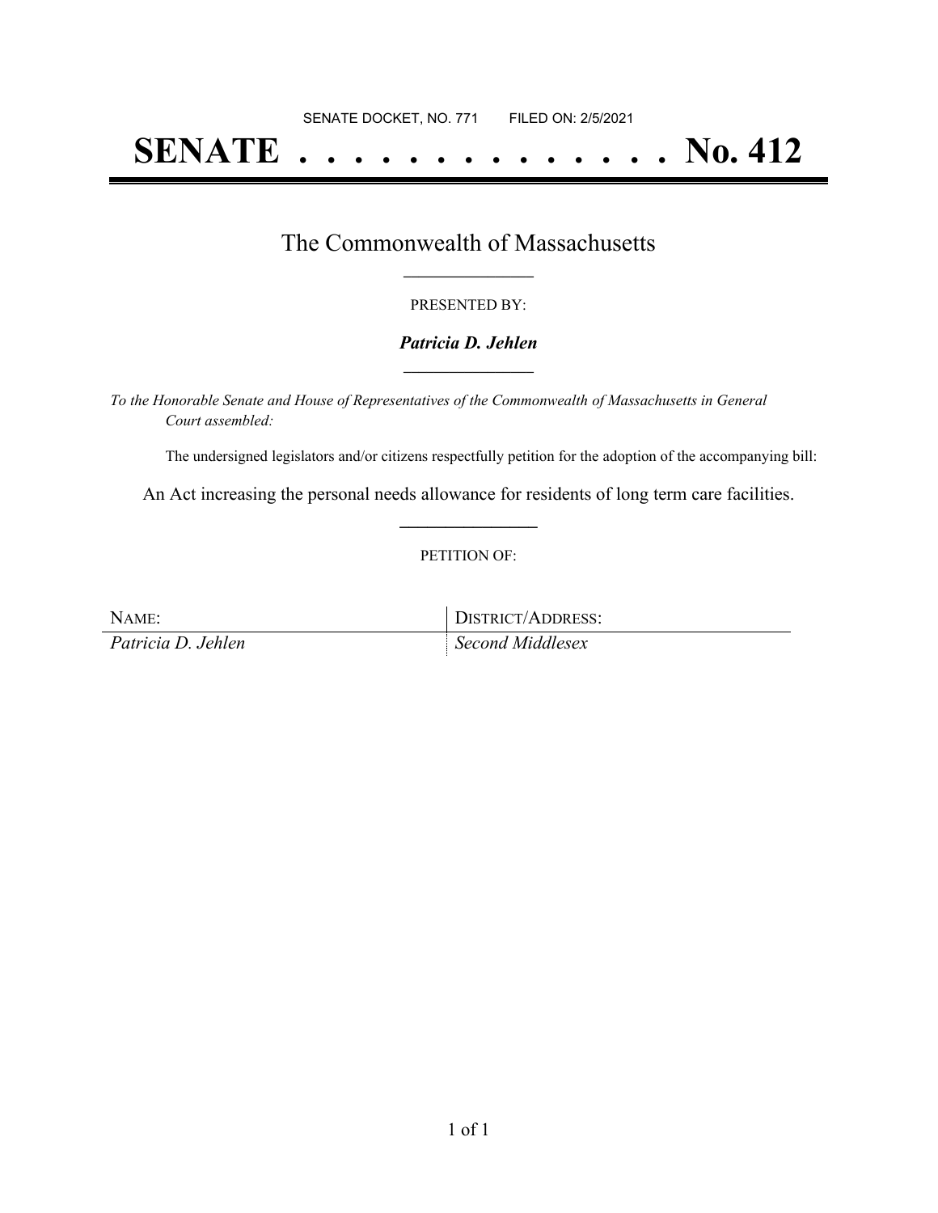SENATE DOCKET, NO. 771        FILED ON: 2/5/2021

# SENATE . . . . . . . . . . . . . . No. 412

## The Commonwealth of Massachusetts

PRESENTED BY:

***Patricia D. Jehlen***

*To the Honorable Senate and House of Representatives of the Commonwealth of Massachusetts in General Court assembled:*

The undersigned legislators and/or citizens respectfully petition for the adoption of the accompanying bill:

An Act increasing the personal needs allowance for residents of long term care facilities.

PETITION OF:

| NAME: | DISTRICT/ADDRESS: |
| --- | --- |
| *Patricia D. Jehlen* | *Second Middlesex* |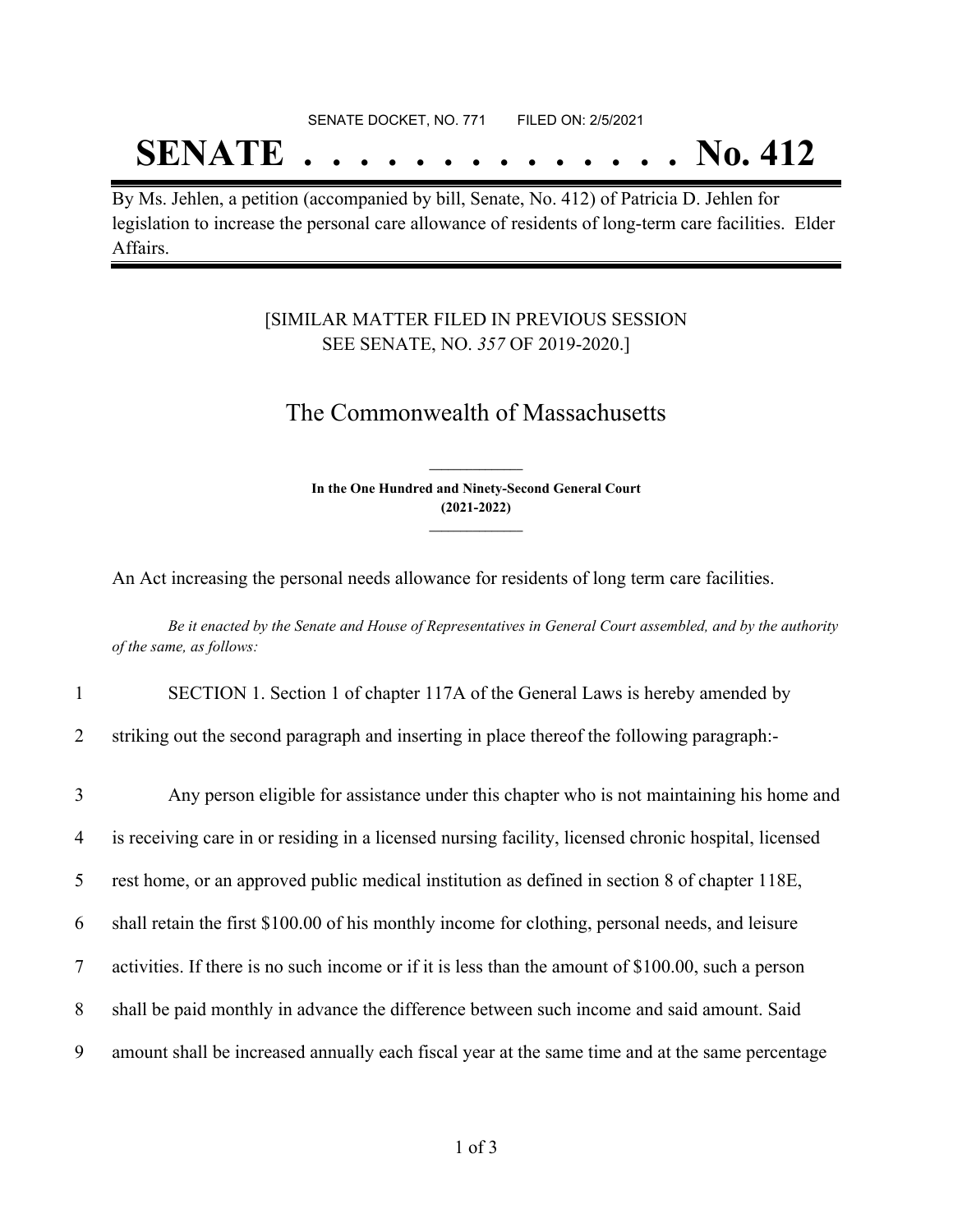SENATE DOCKET, NO. 771 FILED ON: 2/5/2021

# SENATE . . . . . . . . . . . . . . No. 412

By Ms. Jehlen, a petition (accompanied by bill, Senate, No. 412) of Patricia D. Jehlen for legislation to increase the personal care allowance of residents of long-term care facilities. Elder Affairs.

[SIMILAR MATTER FILED IN PREVIOUS SESSION SEE SENATE, NO. *357* OF 2019-2020.]

## The Commonwealth of Massachusetts

**In the One Hundred and Ninety-Second General Court (2021-2022)**

An Act increasing the personal needs allowance for residents of long term care facilities.

*Be it enacted by the Senate and House of Representatives in General Court assembled, and by the authority of the same, as follows:*

1 SECTION 1. Section 1 of chapter 117A of the General Laws is hereby amended by

2 striking out the second paragraph and inserting in place thereof the following paragraph:-

3 Any person eligible for assistance under this chapter who is not maintaining his home and

4 is receiving care in or residing in a licensed nursing facility, licensed chronic hospital, licensed

5 rest home, or an approved public medical institution as defined in section 8 of chapter 118E,

6 shall retain the first $100.00 of his monthly income for clothing, personal needs, and leisure

7 activities. If there is no such income or if it is less than the amount of $100.00, such a person

8 shall be paid monthly in advance the difference between such income and said amount. Said

9 amount shall be increased annually each fiscal year at the same time and at the same percentage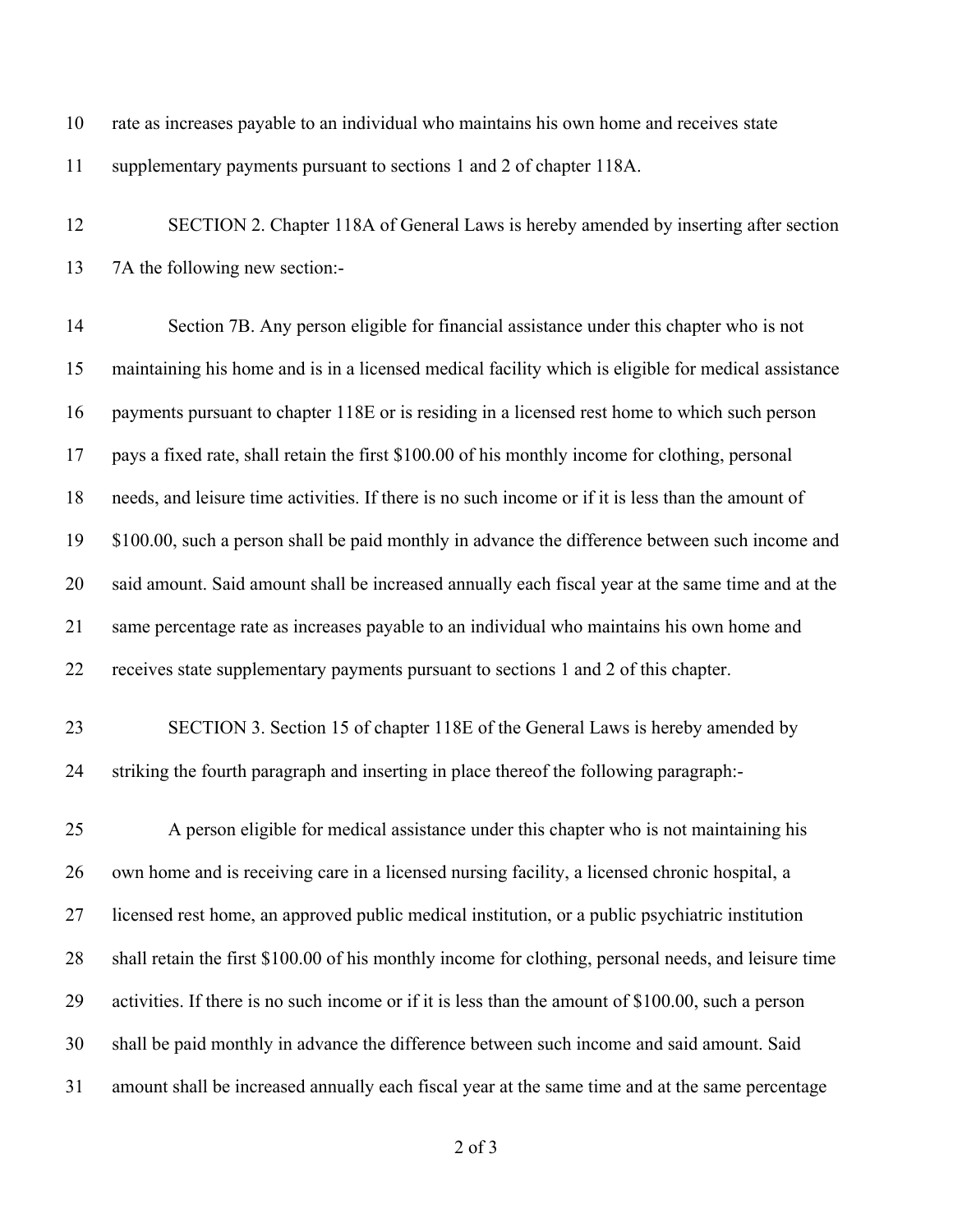rate as increases payable to an individual who maintains his own home and receives state supplementary payments pursuant to sections 1 and 2 of chapter 118A.

SECTION 2. Chapter 118A of General Laws is hereby amended by inserting after section 7A the following new section:-

Section 7B. Any person eligible for financial assistance under this chapter who is not maintaining his home and is in a licensed medical facility which is eligible for medical assistance payments pursuant to chapter 118E or is residing in a licensed rest home to which such person pays a fixed rate, shall retain the first $100.00 of his monthly income for clothing, personal needs, and leisure time activities. If there is no such income or if it is less than the amount of $100.00, such a person shall be paid monthly in advance the difference between such income and said amount. Said amount shall be increased annually each fiscal year at the same time and at the same percentage rate as increases payable to an individual who maintains his own home and receives state supplementary payments pursuant to sections 1 and 2 of this chapter.

SECTION 3. Section 15 of chapter 118E of the General Laws is hereby amended by striking the fourth paragraph and inserting in place thereof the following paragraph:-

A person eligible for medical assistance under this chapter who is not maintaining his own home and is receiving care in a licensed nursing facility, a licensed chronic hospital, a licensed rest home, an approved public medical institution, or a public psychiatric institution shall retain the first $100.00 of his monthly income for clothing, personal needs, and leisure time activities. If there is no such income or if it is less than the amount of $100.00, such a person shall be paid monthly in advance the difference between such income and said amount. Said amount shall be increased annually each fiscal year at the same time and at the same percentage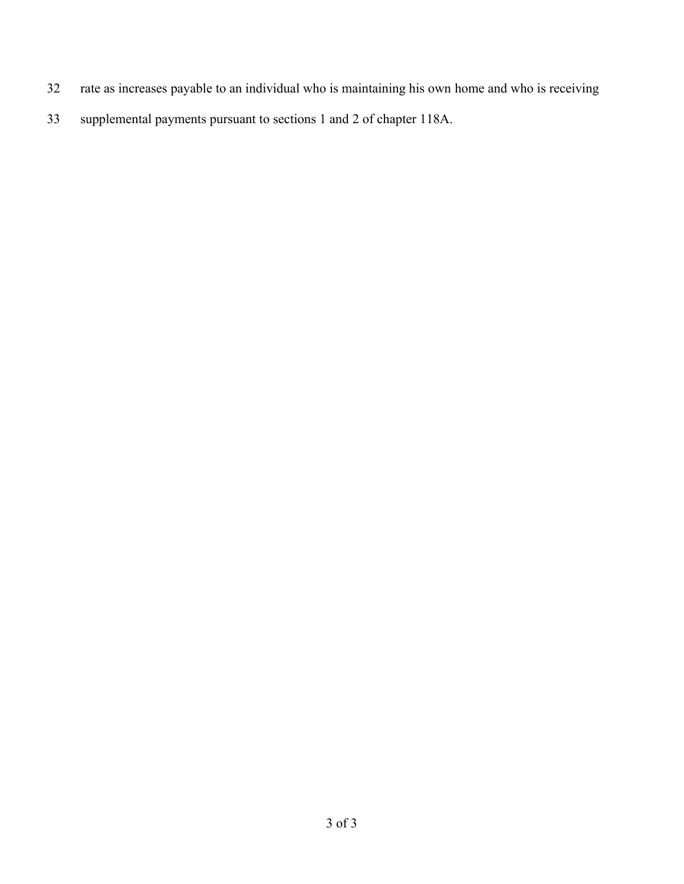32 rate as increases payable to an individual who is maintaining his own home and who is receiving

33 supplemental payments pursuant to sections 1 and 2 of chapter 118A.